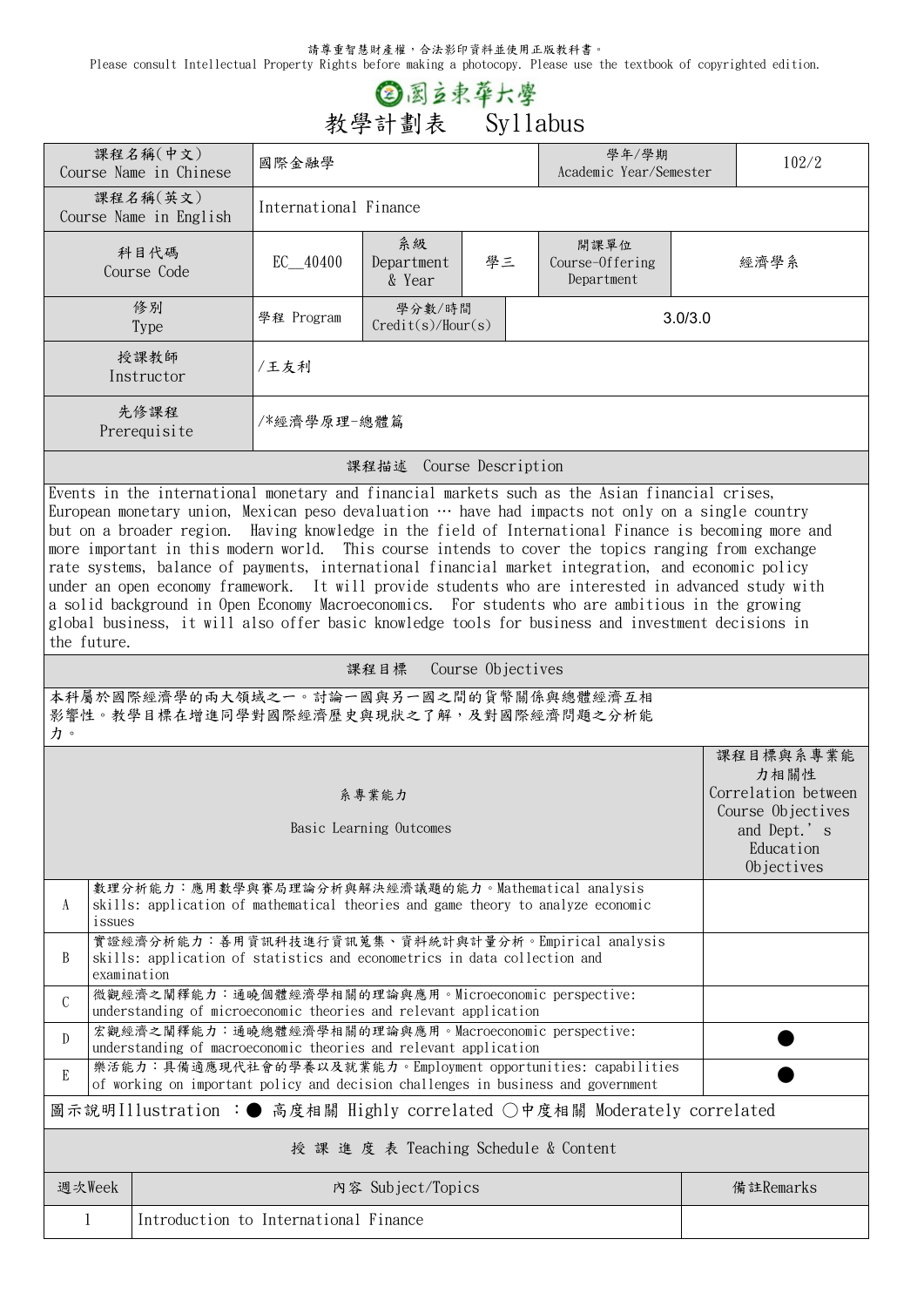請尊重智慧財產權，合法影印資料並使用正版教科書。
Please consult Intellectual Property Rights before making a photocopy. Please use the textbook of copyrighted edition.

# 國立東華大學
# 教學計劃表　Syllabus

| 課程名稱(中文) Course Name in Chinese | 國際金融學 | | | 學年/學期 Academic Year/Semester | 102/2 |
|---|---|---|---|---|---|
| 課程名稱(英文) Course Name in English | International Finance | | | | |
| 科目代碼 Course Code | EC__40400 | 系級 Department & Year | 學三 | 開課單位 Course-Offering Department | 經濟學系 |
| 修別 Type | 學程 Program | 學分數/時間 Credit(s)/Hour(s) | 3.0/3.0 | | |
| 授課教師 Instructor | /王友利 | | | | |
| 先修課程 Prerequisite | /*經濟學原理-總體篇 | | | | |

## 課程描述　Course Description

Events in the international monetary and financial markets such as the Asian financial crises, European monetary union, Mexican peso devaluation … have had impacts not only on a single country but on a broader region. Having knowledge in the field of International Finance is becoming more and more important in this modern world. This course intends to cover the topics ranging from exchange rate systems, balance of payments, international financial market integration, and economic policy under an open economy framework. It will provide students who are interested in advanced study with a solid background in Open Economy Macroeconomics. For students who are ambitious in the growing global business, it will also offer basic knowledge tools for business and investment decisions in the future.

## 課程目標　Course Objectives

本科屬於國際經濟學的兩大領域之一。討論一國與另一國之間的貨幣關係與總體經濟互相影響性。教學目標在增進同學對國際經濟歷史與現狀之了解，及對國際經濟問題之分析能力。

| | 系專業能力 Basic Learning Outcomes | 課程目標與系專業能力相關性 Correlation between Course Objectives and Dept.' s Education Objectives |
|---|---|---|
| A | 數理分析能力：應用數學與賽局理論分析與解決經濟議題的能力。Mathematical analysis skills: application of mathematical theories and game theory to analyze economic issues | |
| B | 實證經濟分析能力：善用資訊科技進行資訊蒐集、資料統計與計量分析。Empirical analysis skills: application of statistics and econometrics in data collection and examination | |
| C | 微觀經濟之闡釋能力：通曉個體經濟學相關的理論與應用。Microeconomic perspective: understanding of microeconomic theories and relevant application | |
| D | 宏觀經濟之闡釋能力：通曉總體經濟學相關的理論與應用。Macroeconomic perspective: understanding of macroeconomic theories and relevant application | ● |
| E | 樂活能力：具備適應現代社會的學養以及就業能力。Employment opportunities: capabilities of working on important policy and decision challenges in business and government | ● |

圖示說明Illustration ：● 高度相關 Highly correlated ○中度相關 Moderately correlated

## 授 課 進 度 表 Teaching Schedule & Content

| 週次Week | 內容 Subject/Topics | 備註Remarks |
|---|---|---|
| 1 | Introduction to International Finance | |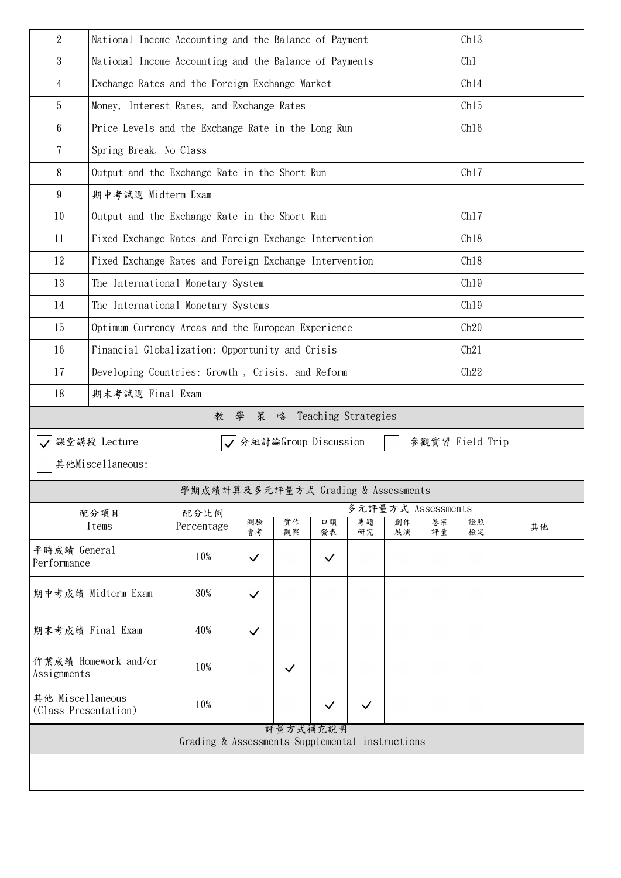| 2 | National Income Accounting and the Balance of Payment | Ch13 |
|---|---|---|
| 3 | National Income Accounting and the Balance of Payments | Ch1 |
| 4 | Exchange Rates and the Foreign Exchange Market | Ch14 |
| 5 | Money, Interest Rates, and Exchange Rates | Ch15 |
| 6 | Price Levels and the Exchange Rate in the Long Run | Ch16 |
| 7 | Spring Break, No Class | |
| 8 | Output and the Exchange Rate in the Short Run | Ch17 |
| 9 | 期中考試週 Midterm Exam | |
| 10 | Output and the Exchange Rate in the Short Run | Ch17 |
| 11 | Fixed Exchange Rates and Foreign Exchange Intervention | Ch18 |
| 12 | Fixed Exchange Rates and Foreign Exchange Intervention | Ch18 |
| 13 | The International Monetary System | Ch19 |
| 14 | The International Monetary Systems | Ch19 |
| 15 | Optimum Currency Areas and the European Experience | Ch20 |
| 16 | Financial Globalization: Opportunity and Crisis | Ch21 |
| 17 | Developing Countries: Growth , Crisis, and Reform | Ch22 |
| 18 | 期末考試週 Final Exam | |

## 教 學 策 略 Teaching Strategies

- [x] 課堂講授 Lecture
- [x] 分組討論Group Discussion
- [ ] 參觀實習 Field Trip
- [ ] 其他Miscellaneous:

## 學期成績計算及多元評量方式 Grading & Assessments

| 配分項目 Items | 配分比例 Percentage | 多元評量方式 Assessments | | | | | | | |
|---|---|---|---|---|---|---|---|---|---|
| | | 測驗會考 | 實作觀察 | 口頭發表 | 專題研究 | 創作展演 | 卷宗評量 | 證照檢定 | 其他 |
| 平時成績 General Performance | 10% | ✓ | | ✓ | | | | | |
| 期中考成績 Midterm Exam | 30% | ✓ | | | | | | | |
| 期末考成績 Final Exam | 40% | ✓ | | | | | | | |
| 作業成績 Homework and/or Assignments | 10% | | ✓ | | | | | | |
| 其他 Miscellaneous (Class Presentation) | 10% | | | ✓ | ✓ | | | | |

## 評量方式補充說明 Grading & Assessments Supplemental instructions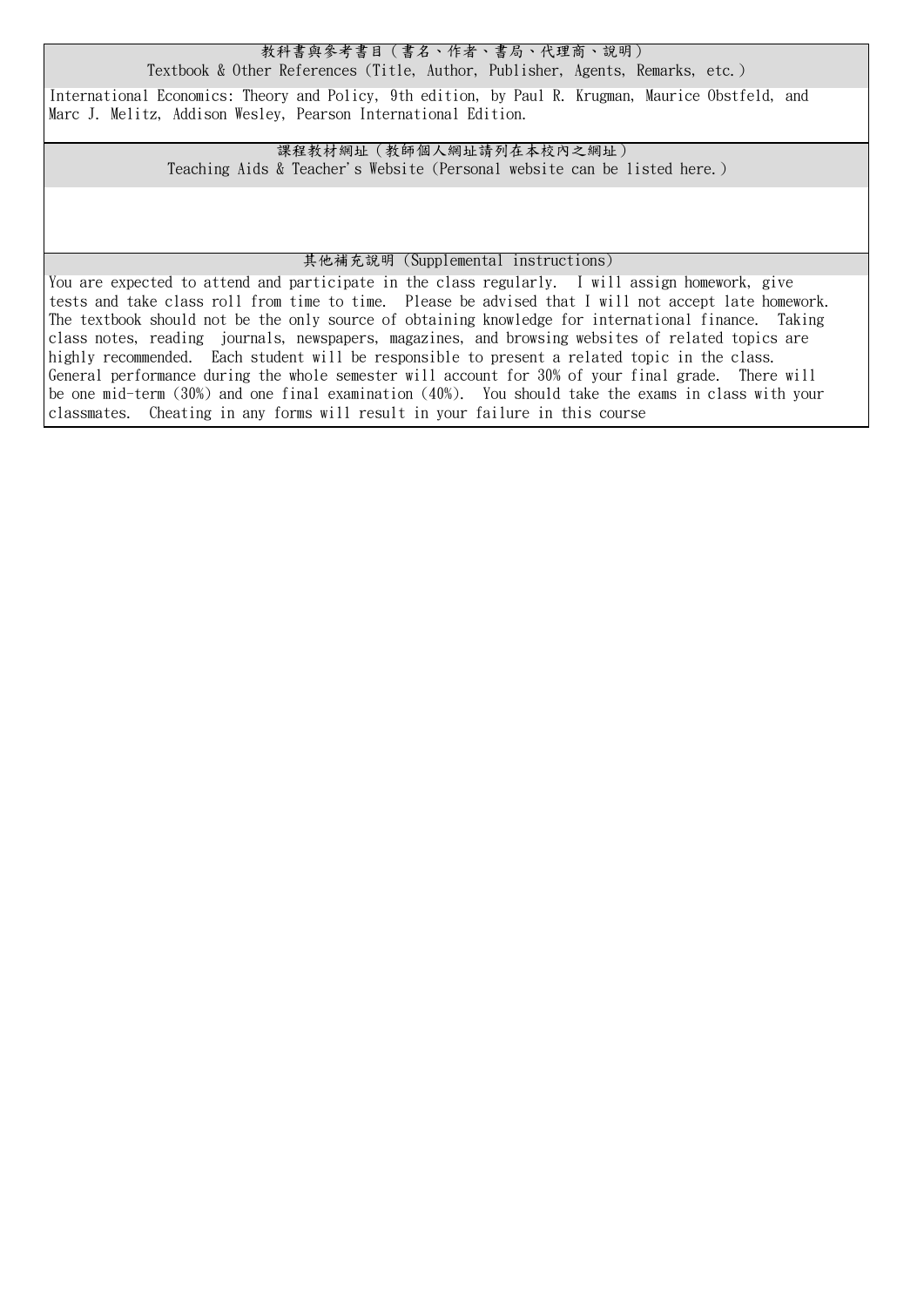### 教科書與參考書目（書名、作者、書局、代理商、說明）
### Textbook & Other References (Title, Author, Publisher, Agents, Remarks, etc.)

International Economics: Theory and Policy, 9th edition, by Paul R. Krugman, Maurice Obstfeld, and Marc J. Melitz, Addison Wesley, Pearson International Edition.

### 課程教材網址（教師個人網址請列在本校內之網址）
### Teaching Aids & Teacher's Website (Personal website can be listed here.)

### 其他補充說明 (Supplemental instructions)

You are expected to attend and participate in the class regularly. I will assign homework, give tests and take class roll from time to time. Please be advised that I will not accept late homework. The textbook should not be the only source of obtaining knowledge for international finance. Taking class notes, reading journals, newspapers, magazines, and browsing websites of related topics are highly recommended. Each student will be responsible to present a related topic in the class. General performance during the whole semester will account for 30% of your final grade. There will be one mid-term (30%) and one final examination (40%). You should take the exams in class with your classmates. Cheating in any forms will result in your failure in this course